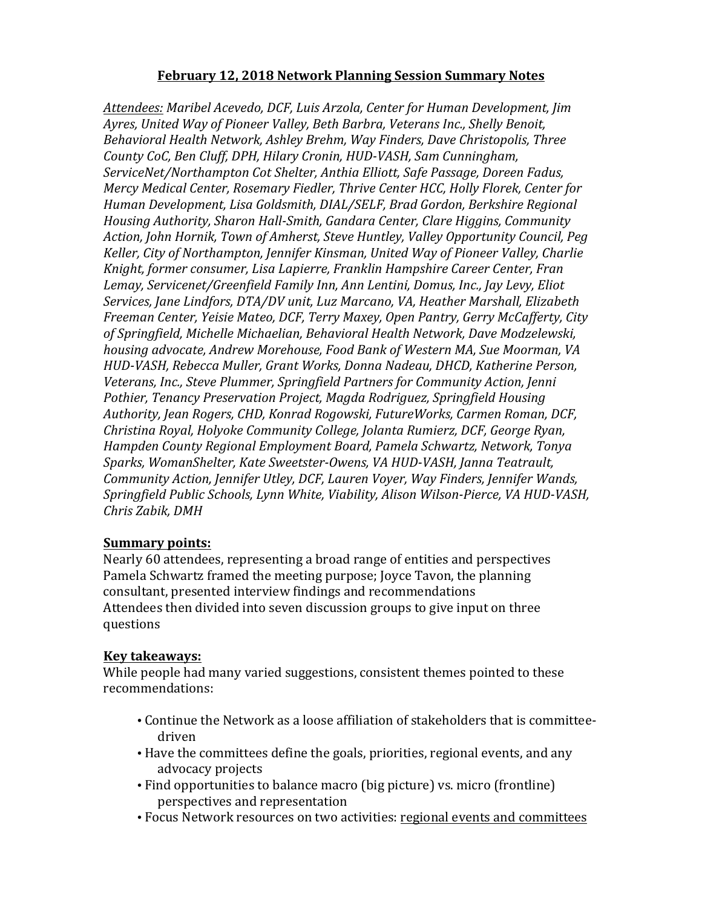# February 12, 2018 Network Planning Session Summary Notes

*Attendees: Maribel Acevedo, DCF, Luis Arzola, Center for Human Development, Jim Ayres, United Way of Pioneer Valley, Beth Barbra, Veterans Inc., Shelly Benoit, Behavioral Health Network, Ashley Brehm, Way Finders, Dave Christopolis, Three County CoC, Ben Cluff, DPH, Hilary Cronin, HUD-VASH, Sam Cunningham, ServiceNet/Northampton Cot Shelter, Anthia Elliott, Safe Passage, Doreen Fadus, Mercy Medical Center, Rosemary Fiedler, Thrive Center HCC, Holly Florek, Center for Human Development, Lisa Goldsmith, DIAL/SELF, Brad Gordon, Berkshire Regional Housing Authority, Sharon Hall-Smith, Gandara Center, Clare Higgins, Community Action, John Hornik, Town of Amherst, Steve Huntley, Valley Opportunity Council, Peg Keller, City of Northampton, Jennifer Kinsman, United Way of Pioneer Valley, Charlie Knight, former consumer, Lisa Lapierre, Franklin Hampshire Career Center, Fran Lemay, Servicenet/Greenfield Family Inn, Ann Lentini, Domus, Inc., Jay Levy, Eliot Services, Jane Lindfors, DTA/DV unit, Luz Marcano, VA, Heather Marshall, Elizabeth Freeman Center, Yeisie Mateo, DCF, Terry Maxey, Open Pantry, Gerry McCafferty, City of Springfield, Michelle Michaelian, Behavioral Health Network, Dave Modzelewski, housing advocate, Andrew Morehouse, Food Bank of Western MA, Sue Moorman, VA HUD-VASH, Rebecca Muller, Grant Works, Donna Nadeau, DHCD, Katherine Person, Veterans, Inc., Steve Plummer, Springfield Partners for Community Action, Jenni Pothier, Tenancy Preservation Project, Magda Rodriguez, Springfield Housing Authority, Jean Rogers, CHD, Konrad Rogowski, FutureWorks, Carmen Roman, DCF, Christina Royal, Holyoke Community College, Jolanta Rumierz, DCF, George Ryan, Hampden County Regional Employment Board, Pamela Schwartz, Network, Tonya Sparks, WomanShelter, Kate Sweetster-Owens, VA HUD-VASH, Janna Teatrault, Community Action, Jennifer Utley, DCF, Lauren Voyer, Way Finders, Jennifer Wands, Springfield Public Schools, Lynn White, Viability, Alison Wilson-Pierce, VA HUD-VASH, Chris Zabik, DMH*

**Summary points:**

Nearly 60 attendees, representing a broad range of entities and perspectives
Pamela Schwartz framed the meeting purpose; Joyce Tavon, the planning consultant, presented interview findings and recommendations
Attendees then divided into seven discussion groups to give input on three questions

**Key takeaways:**

While people had many varied suggestions, consistent themes pointed to these recommendations:

- Continue the Network as a loose affiliation of stakeholders that is committee-driven
- Have the committees define the goals, priorities, regional events, and any advocacy projects
- Find opportunities to balance macro (big picture) vs. micro (frontline) perspectives and representation
- Focus Network resources on two activities: regional events and committees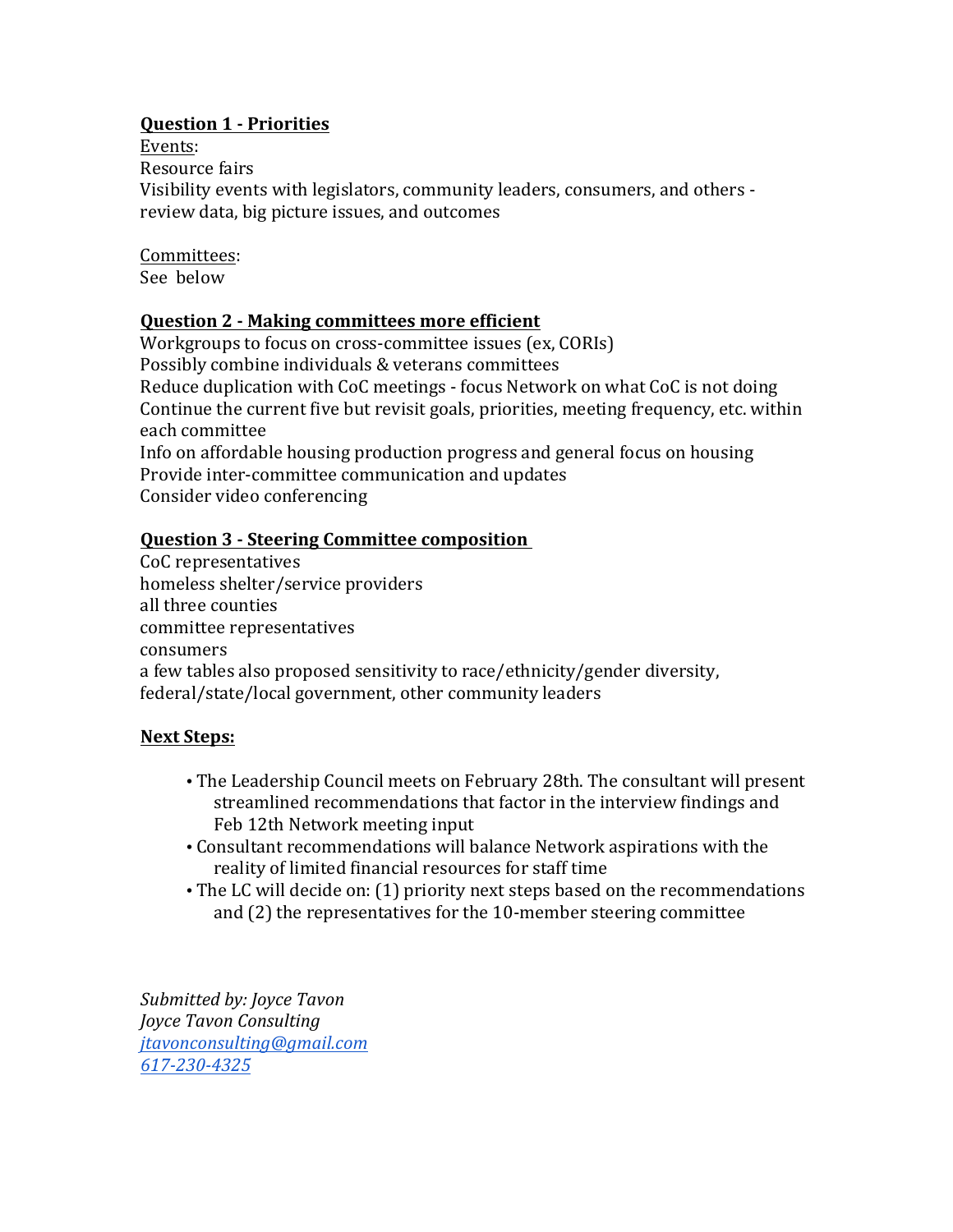**Question 1 - Priorities**

Events:
Resource fairs
Visibility events with legislators, community leaders, consumers, and others - review data, big picture issues, and outcomes

Committees:
See below

**Question 2 - Making committees more efficient**

Workgroups to focus on cross-committee issues (ex, CORIs)
Possibly combine individuals & veterans committees
Reduce duplication with CoC meetings - focus Network on what CoC is not doing
Continue the current five but revisit goals, priorities, meeting frequency, etc. within each committee
Info on affordable housing production progress and general focus on housing
Provide inter-committee communication and updates
Consider video conferencing

**Question 3 - Steering Committee composition**

CoC representatives
homeless shelter/service providers
all three counties
committee representatives
consumers
a few tables also proposed sensitivity to race/ethnicity/gender diversity, federal/state/local government, other community leaders

**Next Steps:**

- The Leadership Council meets on February 28th. The consultant will present streamlined recommendations that factor in the interview findings and Feb 12th Network meeting input
- Consultant recommendations will balance Network aspirations with the reality of limited financial resources for staff time
- The LC will decide on: (1) priority next steps based on the recommendations and (2) the representatives for the 10-member steering committee

*Submitted by: Joyce Tavon*
*Joyce Tavon Consulting*
*jtavonconsulting@gmail.com*
*617-230-4325*